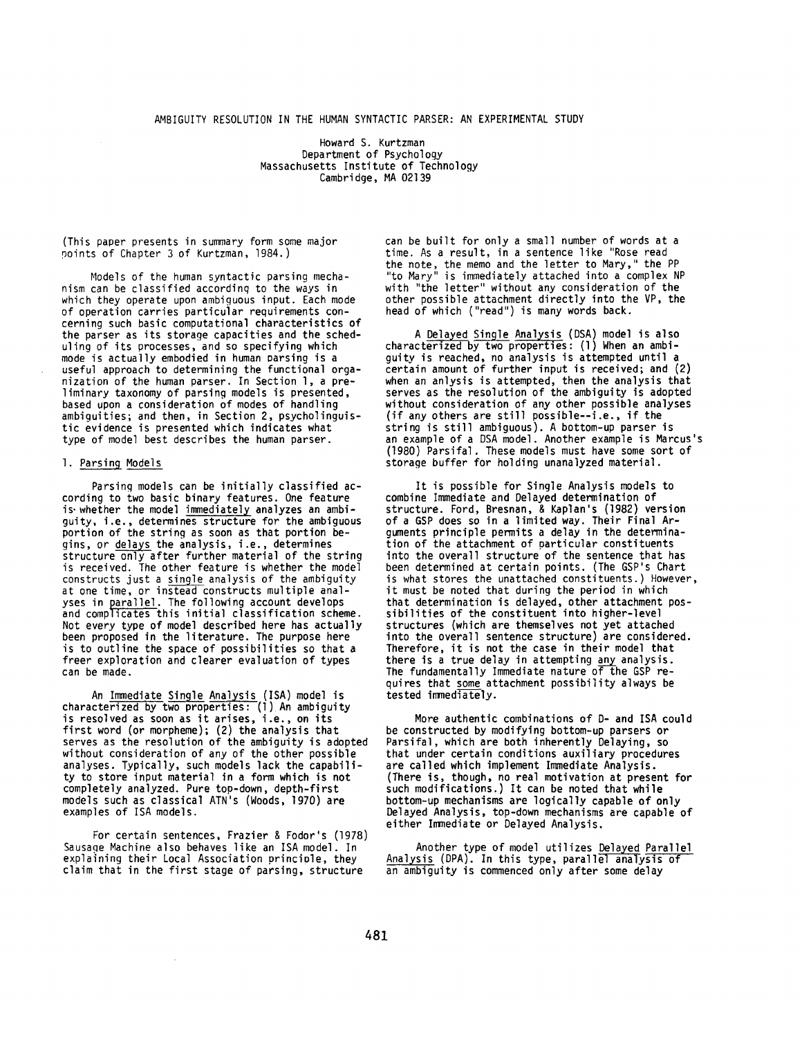# AMBIGUITY RESOLUTION IN THE HUMAN SYNTACTIC PARSER: AN EXPERIMENTAL STUDY

Howard S. Kurtzman
Department of Psychology
Massachusetts Institute of Technology
Cambridge, MA 02139

(This paper presents in summary form some major points of Chapter 3 of Kurtzman, 1984.)

Models of the human syntactic parsing mechanism can be classified according to the ways in which they operate upon ambiguous input. Each mode of operation carries particular requirements concerning such basic computational characteristics of the parser as its storage capacities and the scheduling of its processes, and so specifying which mode is actually embodied in human parsing is a useful approach to determining the functional organization of the human parser. In Section 1, a preliminary taxonomy of parsing models is presented, based upon a consideration of modes of handling ambiguities; and then, in Section 2, psycholinguistic evidence is presented which indicates what type of model best describes the human parser.

## 1. Parsing Models

Parsing models can be initially classified according to two basic binary features. One feature is whether the model immediately analyzes an ambiguity, i.e., determines structure for the ambiguous portion of the string as soon as that portion begins, or delays the analysis, i.e., determines structure only after further material of the string is received. The other feature is whether the model constructs just a single analysis of the ambiguity at one time, or instead constructs multiple analyses in parallel. The following account develops and complicates this initial classification scheme. Not every type of model described here has actually been proposed in the literature. The purpose here is to outline the space of possibilities so that a freer exploration and clearer evaluation of types can be made.

An Immediate Single Analysis (ISA) model is characterized by two properties: (1) An ambiguity is resolved as soon as it arises, i.e., on its first word (or morpheme); (2) the analysis that serves as the resolution of the ambiguity is adopted without consideration of any of the other possible analyses. Typically, such models lack the capability to store input material in a form which is not completely analyzed. Pure top-down, depth-first models such as classical ATN's (Woods, 1970) are examples of ISA models.

For certain sentences, Frazier & Fodor's (1978) Sausage Machine also behaves like an ISA model. In explaining their Local Association principle, they claim that in the first stage of parsing, structure can be built for only a small number of words at a time. As a result, in a sentence like "Rose read the note, the memo and the letter to Mary," the PP "to Mary" is immediately attached into a complex NP with "the letter" without any consideration of the other possible attachment directly into the VP, the head of which ("read") is many words back.

A Delayed Single Analysis (DSA) model is also characterized by two properties: (1) When an ambiguity is reached, no analysis is attempted until a certain amount of further input is received; and (2) when an anlysis is attempted, then the analysis that serves as the resolution of the ambiguity is adopted without consideration of any other possible analyses (if any others are still possible--i.e., if the string is still ambiguous). A bottom-up parser is an example of a DSA model. Another example is Marcus's (1980) Parsifal. These models must have some sort of storage buffer for holding unanalyzed material.

It is possible for Single Analysis models to combine Immediate and Delayed determination of structure. Ford, Bresnan, & Kaplan's (1982) version of a GSP does so in a limited way. Their Final Arguments principle permits a delay in the determination of the attachment of particular constituents into the overall structure of the sentence that has been determined at certain points. (The GSP's Chart is what stores the unattached constituents.) However, it must be noted that during the period in which that determination is delayed, other attachment possibilities of the constituent into higher-level structures (which are themselves not yet attached into the overall sentence structure) are considered. Therefore, it is not the case in their model that there is a true delay in attempting any analysis. The fundamentally Immediate nature of the GSP requires that some attachment possibility always be tested immediately.

More authentic combinations of D- and ISA could be constructed by modifying bottom-up parsers or Parsifal, which are both inherently Delaying, so that under certain conditions auxiliary procedures are called which implement Immediate Analysis. (There is, though, no real motivation at present for such modifications.) It can be noted that while bottom-up mechanisms are logically capable of only Delayed Analysis, top-down mechanisms are capable of either Immediate or Delayed Analysis.

Another type of model utilizes Delayed Parallel Analysis (DPA). In this type, parallel analysis of an ambiguity is commenced only after some delay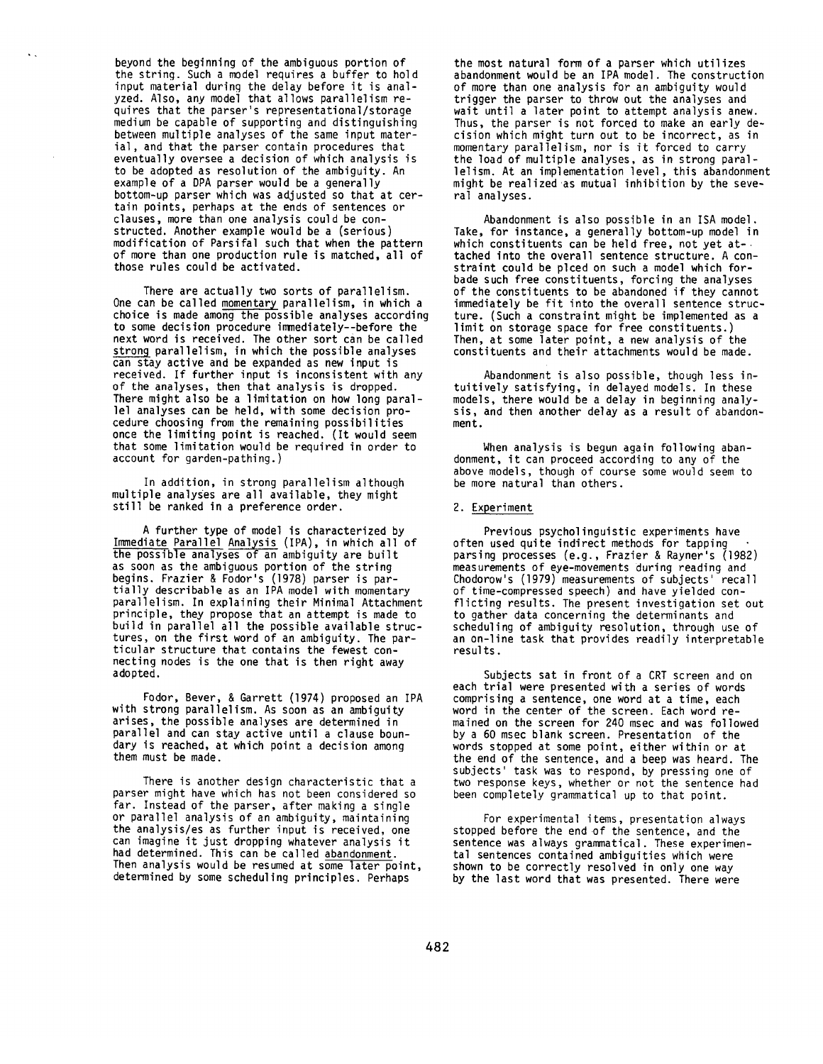beyond the beginning of the ambiguous portion of the string. Such a model requires a buffer to hold input material during the delay before it is analyzed. Also, any model that allows parallelism requires that the parser's representational/storage medium be capable of supporting and distinguishing between multiple analyses of the same input material, and that the parser contain procedures that eventually oversee a decision of which analysis is to be adopted as resolution of the ambiguity. An example of a DPA parser would be a generally bottom-up parser which was adjusted so that at certain points, perhaps at the ends of sentences or clauses, more than one analysis could be constructed. Another example would be a (serious) modification of Parsifal such that when the pattern of more than one production rule is matched, all of those rules could be activated.

There are actually two sorts of parallelism. One can be called momentary parallelism, in which a choice is made among the possible analyses according to some decision procedure immediately--before the next word is received. The other sort can be called strong parallelism, in which the possible analyses can stay active and be expanded as new input is received. If further input is inconsistent with any of the analyses, then that analysis is dropped. There might also be a limitation on how long parallel analyses can be held, with some decision procedure choosing from the remaining possibilities once the limiting point is reached. (It would seem that some limitation would be required in order to account for garden-pathing.)

In addition, in strong parallelism although multiple analyses are all available, they might still be ranked in a preference order.

A further type of model is characterized by Immediate Parallel Analysis (IPA), in which all of the possible analyses of an ambiguity are built as soon as the ambiguous portion of the string begins. Frazier & Fodor's (1978) parser is partially describable as an IPA model with momentary parallelism. In explaining their Minimal Attachment principle, they propose that an attempt is made to build in parallel all the possible available structures, on the first word of an ambiguity. The particular structure that contains the fewest connecting nodes is the one that is then right away adopted.

Fodor, Bever, & Garrett (1974) proposed an IPA with strong parallelism. As soon as an ambiguity arises, the possible analyses are determined in parallel and can stay active until a clause boundary is reached, at which point a decision among them must be made.

There is another design characteristic that a parser might have which has not been considered so far. Instead of the parser, after making a single or parallel analysis of an ambiguity, maintaining the analysis/es as further input is received, one can imagine it just dropping whatever analysis it had determined. This can be called abandonment. Then analysis would be resumed at some later point, determined by some scheduling principles. Perhaps the most natural form of a parser which utilizes abandonment would be an IPA model. The construction of more than one analysis for an ambiguity would trigger the parser to throw out the analyses and wait until a later point to attempt analysis anew. Thus, the parser is not forced to make an early decision which might turn out to be incorrect, as in momentary parallelism, nor is it forced to carry the load of multiple analyses, as in strong parallelism. At an implementation level, this abandonment might be realized as mutual inhibition by the several analyses.

Abandonment is also possible in an ISA model. Take, for instance, a generally bottom-up model in which constituents can be held free, not yet attached into the overall sentence structure. A constraint could be plced on such a model which forbade such free constituents, forcing the analyses of the constituents to be abandoned if they cannot immediately be fit into the overall sentence structure. (Such a constraint might be implemented as a limit on storage space for free constituents.) Then, at some later point, a new analysis of the constituents and their attachments would be made.

Abandonment is also possible, though less intuitively satisfying, in delayed models. In these models, there would be a delay in beginning analysis, and then another delay as a result of abandonment.

When analysis is begun again following abandonment, it can proceed according to any of the above models, though of course some would seem to be more natural than others.

## 2. Experiment

Previous psycholinguistic experiments have often used quite indirect methods for tapping parsing processes (e.g., Frazier & Rayner's (1982) measurements of eye-movements during reading and Chodorow's (1979) measurements of subjects' recall of time-compressed speech) and have yielded conflicting results. The present investigation set out to gather data concerning the determinants and scheduling of ambiguity resolution, through use of an on-line task that provides readily interpretable results.

Subjects sat in front of a CRT screen and on each trial were presented with a series of words comprising a sentence, one word at a time, each word in the center of the screen. Each word remained on the screen for 240 msec and was followed by a 60 msec blank screen. Presentation of the words stopped at some point, either within or at the end of the sentence, and a beep was heard. The subjects' task was to respond, by pressing one of two response keys, whether or not the sentence had been completely grammatical up to that point.

For experimental items, presentation always stopped before the end of the sentence, and the sentence was always grammatical. These experimental sentences contained ambiguities which were shown to be correctly resolved in only one way by the last word that was presented. There were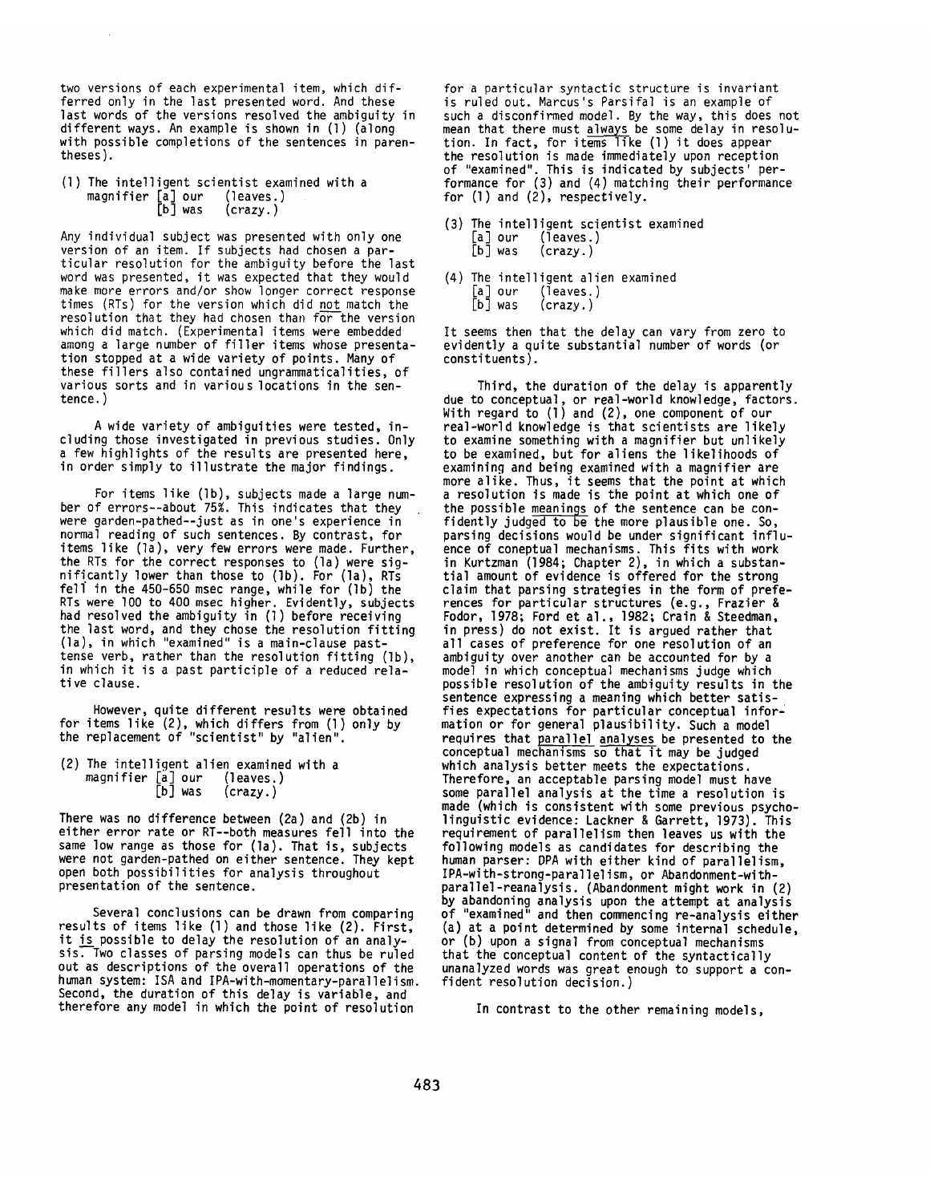two versions of each experimental item, which differred only in the last presented word. And these last words of the versions resolved the ambiguity in different ways. An example is shown in (1) (along with possible completions of the sentences in parentheses).

(1) The intelligent scientist examined with a magnifier [a] our (leaves.)
[b] was (crazy.)

Any individual subject was presented with only one version of an item. If subjects had chosen a particular resolution for the ambiguity before the last word was presented, it was expected that they would make more errors and/or show longer correct response times (RTs) for the version which did not match the resolution that they had chosen than for the version which did match. (Experimental items were embedded among a large number of filler items whose presentation stopped at a wide variety of points. Many of these fillers also contained ungrammaticalities, of various sorts and in various locations in the sentence.)

A wide variety of ambiguities were tested, including those investigated in previous studies. Only a few highlights of the results are presented here, in order simply to illustrate the major findings.

For items like (1b), subjects made a large number of errors--about 75%. This indicates that they were garden-pathed--just as in one's experience in normal reading of such sentences. By contrast, for items like (1a), very few errors were made. Further, the RTs for the correct responses to (1a) were significantly lower than those to (1b). For (1a), RTs fell in the 450-650 msec range, while for (1b) the RTs were 100 to 400 msec higher. Evidently, subjects had resolved the ambiguity in (1) before receiving the last word, and they chose the resolution fitting (1a), in which "examined" is a main-clause past-tense verb, rather than the resolution fitting (1b), in which it is a past participle of a reduced relative clause.

However, quite different results were obtained for items like (2), which differs from (1) only by the replacement of "scientist" by "alien".

(2) The intelligent alien examined with a magnifier [a] our (leaves.)
[b] was (crazy.)

There was no difference between (2a) and (2b) in either error rate or RT--both measures fell into the same low range as those for (1a). That is, subjects were not garden-pathed on either sentence. They kept open both possibilities for analysis throughout presentation of the sentence.

Several conclusions can be drawn from comparing results of items like (1) and those like (2). First, it is possible to delay the resolution of an analysis. Two classes of parsing models can thus be ruled out as descriptions of the overall operations of the human system: ISA and IPA-with-momentary-parallelism. Second, the duration of this delay is variable, and therefore any model in which the point of resolution for a particular syntactic structure is invariant is ruled out. Marcus's Parsifal is an example of such a disconfirmed model. By the way, this does not mean that there must always be some delay in resolution. In fact, for items like (1) it does appear the resolution is made immediately upon reception of "examined". This is indicated by subjects' performance for (3) and (4) matching their performance for (1) and (2), respectively.

(3) The intelligent scientist examined
[a] our (leaves.)
[b] was (crazy.)

(4) The intelligent alien examined
[a] our (leaves.)
[b] was (crazy.)

It seems then that the delay can vary from zero to evidently a quite substantial number of words (or constituents).

Third, the duration of the delay is apparently due to conceptual, or real-world knowledge, factors. With regard to (1) and (2), one component of our real-world knowledge is that scientists are likely to examine something with a magnifier but unlikely to be examined, but for aliens the likelihoods of examining and being examined with a magnifier are more alike. Thus, it seems that the point at which a resolution is made is the point at which one of the possible meanings of the sentence can be confidently judged to be the more plausible one. So, parsing decisions would be under significant influence of coneptual mechanisms. This fits with work in Kurtzman (1984; Chapter 2), in which a substantial amount of evidence is offered for the strong claim that parsing strategies in the form of preferences for particular structures (e.g., Frazier & Fodor, 1978; Ford et al., 1982; Crain & Steedman, in press) do not exist. It is argued rather that all cases of preference for one resolution of an ambiguity over another can be accounted for by a model in which conceptual mechanisms judge which possible resolution of the ambiguity results in the sentence expressing a meaning which better satisfies expectations for particular conceptual information or for general plausibility. Such a model requires that parallel analyses be presented to the conceptual mechanisms so that it may be judged which analysis better meets the expectations. Therefore, an acceptable parsing model must have some parallel analysis at the time a resolution is made (which is consistent with some previous psycholinguistic evidence: Lackner & Garrett, 1973). This requirement of parallelism then leaves us with the following models as candidates for describing the human parser: DPA with either kind of parallelism, IPA-with-strong-parallelism, or Abandonment-with-parallel-reanalysis. (Abandonment might work in (2) by abandoning analysis upon the attempt at analysis of "examined" and then commencing re-analysis either (a) at a point determined by some internal schedule, or (b) upon a signal from conceptual mechanisms that the conceptual content of the syntactically unanalyzed words was great enough to support a confident resolution decision.)

In contrast to the other remaining models,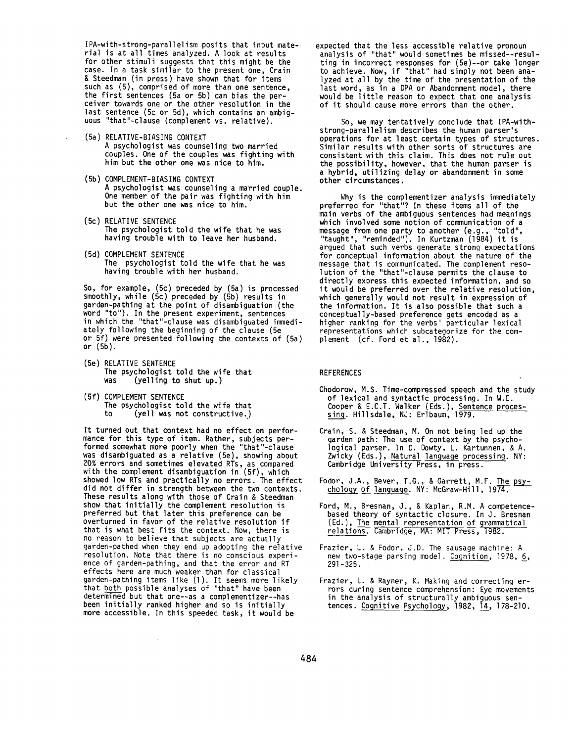IPA-with-strong-parallelism posits that input material is at all times analyzed. A look at results for other stimuli suggests that this might be the case. In a task similar to the present one, Crain & Steedman (in press) have shown that for items such as (5), comprised of more than one sentence, the first sentences (5a or 5b) can bias the perceiver towards one or the other resolution in the last sentence (5c or 5d), which contains an ambiguous "that"-clause (complement vs. relative).

(5a) RELATIVE-BIASING CONTEXT
A psychologist was counseling two married couples. One of the couples was fighting with him but the other one was nice to him.

(5b) COMPLEMENT-BIASING CONTEXT
A psychologist was counseling a married couple. One member of the pair was fighting with him but the other one was nice to him.

(5c) RELATIVE SENTENCE
The psychologist told the wife that he was having trouble with to leave her husband.

(5d) COMPLEMENT SENTENCE
The psychologist told the wife that he was having trouble with her husband.

So, for example, (5c) preceded by (5a) is processed smoothly, while (5c) preceded by (5b) results in garden-pathing at the point of disambiguation (the word "to"). In the present experiment, sentences in which the "that"-clause was disambiguated immediately following the beginning of the clause (5e or 5f) were presented following the contexts of (5a) or (5b).

(5e) RELATIVE SENTENCE
The psychologist told the wife that was (yelling to shut up.)

(5f) COMPLEMENT SENTENCE
The psychologist told the wife that to (yell was not constructive.)

It turned out that context had no effect on performance for this type of item. Rather, subjects performed somewhat more poorly when the "that"-clause was disambiguated as a relative (5e), showing about 20% errors and sometimes elevated RTs, as compared with the complement disambiguation in (5f), which showed low RTs and practically no errors. The effect did not differ in strength between the two contexts. These results along with those of Crain & Steedman show that initially the complement resolution is preferred but that later this preference can be overturned in favor of the relative resolution if that is what best fits the context. Now, there is no reason to believe that subjects are actually garden-pathed when they end up adopting the relative resolution. Note that there is no conscious experience of garden-pathing, and that the error and RT effects here are much weaker than for classical garden-pathing items like (1). It seems more likely that both possible analyses of "that" have been determined but that one--as a complementizer--has been initially ranked higher and so is initially more accessible. In this speeded task, it would be expected that the less accessible relative pronoun analysis of "that" would sometimes be missed--resulting in incorrect responses for (5e)--or take longer to achieve. Now, if "that" had simply not been analyzed at all by the time of the presentation of the last word, as in a DPA or Abandonment model, there would be little reason to expect that one analysis of it should cause more errors than the other.

So, we may tentatively conclude that IPA-with-strong-parallelism describes the human parser's operations for at least certain types of structures. Similar results with other sorts of structures are consistent with this claim. This does not rule out the possibility, however, that the human parser is a hybrid, utilizing delay or abandonment in some other circumstances.

Why is the complementizer analysis immediately preferred for "that"? In these items all of the main verbs of the ambiguous sentences had meanings which involved some notion of communication of a message from one party to another (e.g., "told", "taught", "reminded"). In Kurtzman (1984) it is argued that such verbs generate strong expectations for conceptual information about the nature of the message that is communicated. The complement resolution of the "that"-clause permits the clause to directly express this expected information, and so it would be preferred over the relative resolution, which generally would not result in expression of the information. It is also possible that such a conceptually-based preference gets encoded as a higher ranking for the verbs' particular lexical representations which subcategorize for the complement (cf. Ford et al., 1982).

## REFERENCES

Chodorow, M.S. Time-compressed speech and the study of lexical and syntactic processing. In W.E. Cooper & E.C.T. Walker (Eds.), Sentence processing. Hillsdale, NJ: Erlbaum, 1979.

Crain, S. & Steedman, M. On not being led up the garden path: The use of context by the psychological parser. In D. Dowty, L. Kartunnen, & A. Zwicky (Eds.), Natural language processing. NY: Cambridge University Press, in press.

Fodor, J.A., Bever, T.G., & Garrett, M.F. The psychology of language. NY: McGraw-Hill, 1974.

Ford, M., Bresnan, J., & Kaplan, R.M. A competence-based theory of syntactic closure. In J. Bresnan (Ed.), The mental representation of grammatical relations. Cambridge, MA: MIT Press, 1982.

Frazier, L. & Fodor, J.D. The sausage machine: A new two-stage parsing model. Cognition, 1978, 6, 291-325.

Frazier, L. & Rayner, K. Making and correcting errors during sentence comprehension: Eye movements in the analysis of structurally ambiguous sentences. Cognitive Psychology, 1982, 14, 178-210.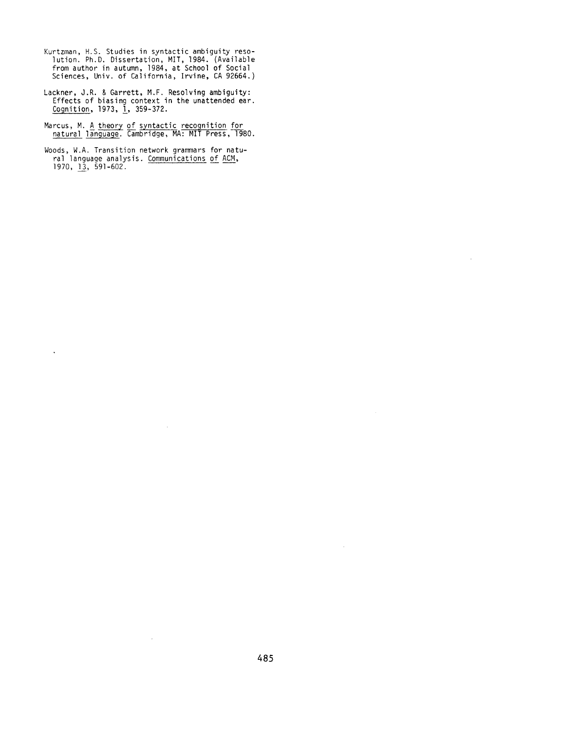Kurtzman, H.S. Studies in syntactic ambiguity resolution. Ph.D. Dissertation, MIT, 1984. (Available from author in autumn, 1984, at School of Social Sciences, Univ. of California, Irvine, CA 92664.)

Lackner, J.R. & Garrett, M.F. Resolving ambiguity: Effects of biasing context in the unattended ear. Cognition, 1973, 1, 359-372.

Marcus, M. A theory of syntactic recognition for natural language. Cambridge, MA: MIT Press, 1980.

Woods, W.A. Transition network grammars for natural language analysis. Communications of ACM, 1970, 13, 591-602.